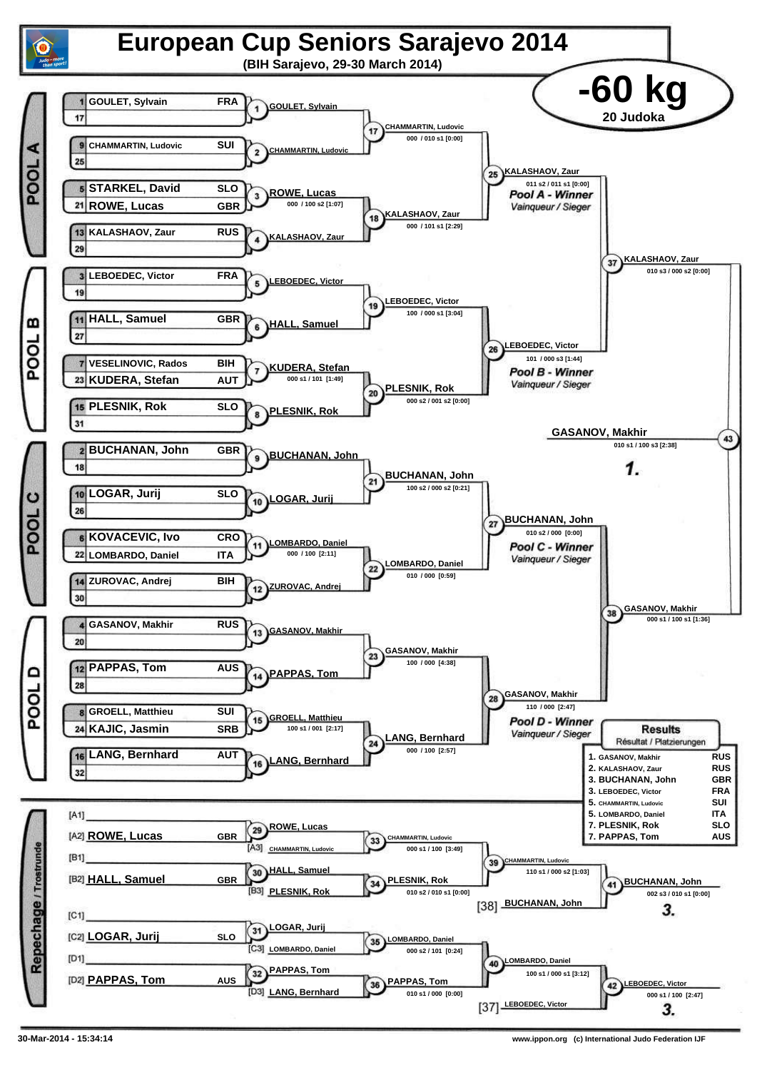# European Cup Seniors Sarajevo 2014

**(BIH Sarajevo, 29-30 March 2014)**

## -60 kg

**20 Judoka**

### POOL A

| Seed | Name | Country |
|---|---|---|
| 1 | GOULET, Sylvain | FRA |
| 17 | | |
| 9 | CHAMMARTIN, Ludovic | SUI |
| 25 | | |
| 5 | STARKEL, David | SLO |
| 21 | ROWE, Lucas | GBR |
| 13 | KALASHAOV, Zaur | RUS |
| 29 | | |

- 1: GOULET, Sylvain
- 2: CHAMMARTIN, Ludovic
- 3: ROWE, Lucas — 000 / 100 s2 [1:07]
- 4: KALASHAOV, Zaur
- 17: CHAMMARTIN, Ludovic — 000 / 010 s1 [0:00]
- 18: KALASHAOV, Zaur — 000 / 101 s1 [2:29]
- 25: KALASHAOV, Zaur — 011 s2 / 011 s1 [0:00] — *Pool A - Winner / Vainqueur / Sieger*

### POOL B

| Seed | Name | Country |
|---|---|---|
| 3 | LEBOEDEC, Victor | FRA |
| 19 | | |
| 11 | HALL, Samuel | GBR |
| 27 | | |
| 7 | VESELINOVIC, Rados | BIH |
| 23 | KUDERA, Stefan | AUT |
| 15 | PLESNIK, Rok | SLO |
| 31 | | |

- 5: LEBOEDEC, Victor
- 6: HALL, Samuel
- 7: KUDERA, Stefan — 000 s1 / 101 [1:49]
- 8: PLESNIK, Rok
- 19: LEBOEDEC, Victor — 100 / 000 s1 [3:04]
- 20: PLESNIK, Rok — 000 s2 / 001 s2 [0:00]
- 26: LEBOEDEC, Victor — 101 / 000 s3 [1:44] — *Pool B - Winner / Vainqueur / Sieger*

### POOL C

| Seed | Name | Country |
|---|---|---|
| 2 | BUCHANAN, John | GBR |
| 18 | | |
| 10 | LOGAR, Jurij | SLO |
| 26 | | |
| 6 | KOVACEVIC, Ivo | CRO |
| 22 | LOMBARDO, Daniel | ITA |
| 14 | ZUROVAC, Andrej | BIH |
| 30 | | |

- 9: BUCHANAN, John
- 10: LOGAR, Jurij
- 11: LOMBARDO, Daniel — 000 / 100 [2:11]
- 12: ZUROVAC, Andrej
- 21: BUCHANAN, John — 100 s2 / 000 s2 [0:21]
- 22: LOMBARDO, Daniel — 010 / 000 [0:59]
- 27: BUCHANAN, John — 010 s2 / 000 [0:00] — *Pool C - Winner / Vainqueur / Sieger*

### POOL D

| Seed | Name | Country |
|---|---|---|
| 4 | GASANOV, Makhir | RUS |
| 20 | | |
| 12 | PAPPAS, Tom | AUS |
| 28 | | |
| 8 | GROELL, Matthieu | SUI |
| 24 | KAJIC, Jasmin | SRB |
| 16 | LANG, Bernhard | AUT |
| 32 | | |

- 13: GASANOV, Makhir
- 14: PAPPAS, Tom
- 15: GROELL, Matthieu — 100 s1 / 001 [2:17]
- 16: LANG, Bernhard
- 23: GASANOV, Makhir — 100 / 000 [4:38]
- 24: LANG, Bernhard — 000 / 100 [2:57]
- 28: GASANOV, Makhir — 110 / 000 [2:47] — *Pool D - Winner / Vainqueur / Sieger*

### Semi-finals and Final

- 37: KALASHAOV, Zaur — 010 s3 / 000 s2 [0:00]
- 38: GASANOV, Makhir — 000 s1 / 100 s1 [1:36]
- 43: GASANOV, Makhir — 010 s1 / 100 s3 [2:38] — **1.**

### Repechage / Trostrunde

- [A1]
- [A2] ROWE, Lucas — GBR
- [B1]
- [B2] HALL, Samuel — GBR
- [C1]
- [C2] LOGAR, Jurij — SLO
- [D1]
- [D2] PAPPAS, Tom — AUS

- 29: ROWE, Lucas
- 30: HALL, Samuel
- 31: LOGAR, Jurij
- 32: PAPPAS, Tom
- [A3] CHAMMARTIN, Ludovic
- [B3] PLESNIK, Rok
- [C3] LOMBARDO, Daniel
- [D3] LANG, Bernhard
- 33: CHAMMARTIN, Ludovic — 000 s1 / 100 [3:49]
- 34: PLESNIK, Rok — 010 s2 / 010 s1 [0:00]
- 35: LOMBARDO, Daniel — 000 s2 / 101 [0:24]
- 36: PAPPAS, Tom — 010 s1 / 000 [0:00]
- 39: CHAMMARTIN, Ludovic — 110 s1 / 000 s2 [1:03]
- 40: LOMBARDO, Daniel — 100 s1 / 000 s1 [3:12]
- [38] BUCHANAN, John
- [37] LEBOEDEC, Victor
- 41: BUCHANAN, John — 002 s3 / 010 s1 [0:00] — **3.**
- 42: LEBOEDEC, Victor — 000 s1 / 100 [2:47] — **3.**

### Results / Résultat / Platzierungen

| Place | Name | Country |
|---|---|---|
| 1. | GASANOV, Makhir | RUS |
| 2. | KALASHAOV, Zaur | RUS |
| 3. | BUCHANAN, John | GBR |
| 3. | LEBOEDEC, Victor | FRA |
| 5. | CHAMMARTIN, Ludovic | SUI |
| 5. | LOMBARDO, Daniel | ITA |
| 7. | PLESNIK, Rok | SLO |
| 7. | PAPPAS, Tom | AUS |

30-Mar-2014 - 15:34:14 www.ippon.org (c) International Judo Federation IJF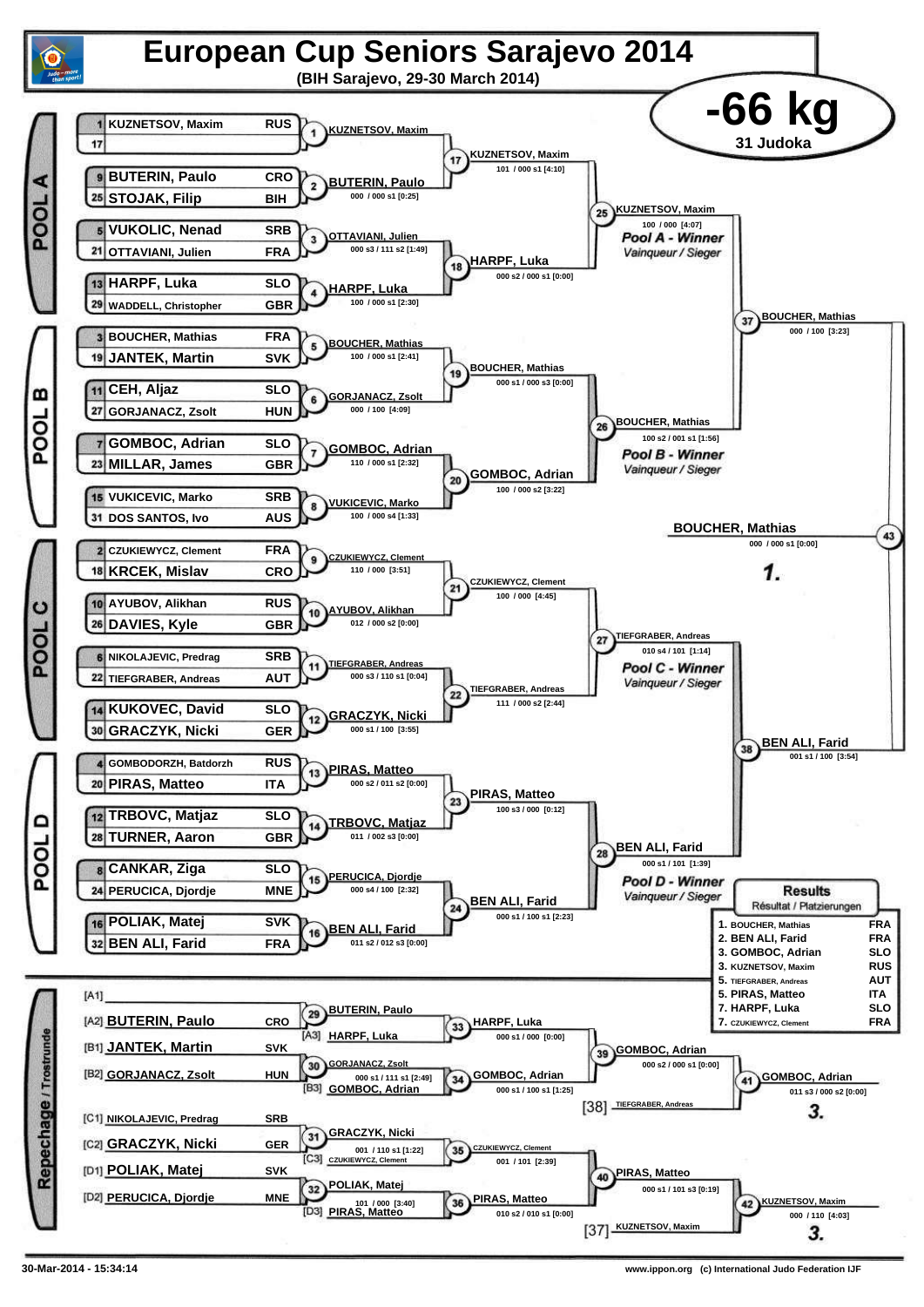# European Cup Seniors Sarajevo 2014

**(BIH Sarajevo, 29-30 March 2014)**

## -66 kg

**31 Judoka**

### POOL A

| Seed | Name | Country |
|---|---|---|
| 1 | KUZNETSOV, Maxim | RUS |
| 17 | | |
| 9 | BUTERIN, Paulo | CRO |
| 25 | STOJAK, Filip | BIH |
| 5 | VUKOLIC, Nenad | SRB |
| 21 | OTTAVIANI, Julien | FRA |
| 13 | HARPF, Luka | SLO |
| 29 | WADDELL, Christopher | GBR |

- (1) KUZNETSOV, Maxim
- (2) BUTERIN, Paulo — 000 / 000 s1 [0:25]
- (3) OTTAVIANI, Julien — 000 s3 / 111 s2 [1:49]
- (4) HARPF, Luka — 100 / 000 s1 [2:30]
- (17) KUZNETSOV, Maxim — 101 / 000 s1 [4:10]
- (18) HARPF, Luka — 000 s2 / 000 s1 [0:00]
- (25) KUZNETSOV, Maxim — 100 / 000 [4:07] — *Pool A - Winner* / *Vainqueur / Sieger*

### POOL B

| Seed | Name | Country |
|---|---|---|
| 3 | BOUCHER, Mathias | FRA |
| 19 | JANTEK, Martin | SVK |
| 11 | CEH, Aljaz | SLO |
| 27 | GORJANACZ, Zsolt | HUN |
| 7 | GOMBOC, Adrian | SLO |
| 23 | MILLAR, James | GBR |
| 15 | VUKICEVIC, Marko | SRB |
| 31 | DOS SANTOS, Ivo | AUS |

- (5) BOUCHER, Mathias — 100 / 000 s1 [2:41]
- (6) GORJANACZ, Zsolt — 000 / 100 [4:09]
- (7) GOMBOC, Adrian — 110 / 000 s1 [2:32]
- (8) VUKICEVIC, Marko — 100 / 000 s4 [1:33]
- (19) BOUCHER, Mathias — 000 s1 / 000 s3 [0:00]
- (20) GOMBOC, Adrian — 100 / 000 s2 [3:22]
- (26) BOUCHER, Mathias — 100 s2 / 001 s1 [1:56] — *Pool B - Winner* / *Vainqueur / Sieger*

### POOL C

| Seed | Name | Country |
|---|---|---|
| 2 | CZUKIEWYCZ, Clement | FRA |
| 18 | KRCEK, Mislav | CRO |
| 10 | AYUBOV, Alikhan | RUS |
| 26 | DAVIES, Kyle | GBR |
| 6 | NIKOLAJEVIC, Predrag | SRB |
| 22 | TIEFGRABER, Andreas | AUT |
| 14 | KUKOVEC, David | SLO |
| 30 | GRACZYK, Nicki | GER |

- (9) CZUKIEWYCZ, Clement — 110 / 000 [3:51]
- (10) AYUBOV, Alikhan — 012 / 000 s2 [0:00]
- (11) TIEFGRABER, Andreas — 000 s3 / 110 s1 [0:04]
- (12) GRACZYK, Nicki — 000 s1 / 100 [3:55]
- (21) CZUKIEWYCZ, Clement — 100 / 000 [4:45]
- (22) TIEFGRABER, Andreas — 111 / 000 s2 [2:44]
- (27) TIEFGRABER, Andreas — 010 s4 / 101 [1:14] — *Pool C - Winner* / *Vainqueur / Sieger*

### POOL D

| Seed | Name | Country |
|---|---|---|
| 4 | GOMBODORZH, Batdorzh | RUS |
| 20 | PIRAS, Matteo | ITA |
| 12 | TRBOVC, Matjaz | SLO |
| 28 | TURNER, Aaron | GBR |
| 8 | CANKAR, Ziga | SLO |
| 24 | PERUCICA, Djordje | MNE |
| 16 | POLIAK, Matej | SVK |
| 32 | BEN ALI, Farid | FRA |

- (13) PIRAS, Matteo — 000 s2 / 011 s2 [0:00]
- (14) TRBOVC, Matjaz — 011 / 002 s3 [0:00]
- (15) PERUCICA, Djordje — 000 s4 / 100 [2:32]
- (16) BEN ALI, Farid — 011 s2 / 012 s3 [0:00]
- (23) PIRAS, Matteo — 100 s3 / 000 [0:12]
- (24) BEN ALI, Farid — 000 s1 / 100 s1 [2:23]
- (28) BEN ALI, Farid — 000 s1 / 101 [1:39] — *Pool D - Winner* / *Vainqueur / Sieger*

### Semi-finals and Final

- (37) BOUCHER, Mathias — 000 / 100 [3:23]
- (38) BEN ALI, Farid — 001 s1 / 100 [3:54]
- (43) BOUCHER, Mathias — 000 / 000 s1 [0:00] — **1.**

### Repechage / Trostrunde

- [A1]
- [A2] BUTERIN, Paulo — CRO
- [B1] JANTEK, Martin — SVK
- [B2] GORJANACZ, Zsolt — HUN
- [C1] NIKOLAJEVIC, Predrag — SRB
- [C2] GRACZYK, Nicki — GER
- [D1] POLIAK, Matej — SVK
- [D2] PERUCICA, Djordje — MNE

- (29) BUTERIN, Paulo
- (33) [A3] HARPF, Luka vs BUTERIN, Paulo → HARPF, Luka — 000 s1 / 000 [0:00]
- (30) GORJANACZ, Zsolt — 000 s1 / 111 s1 [2:49]
- (34) [B3] GOMBOC, Adrian vs GORJANACZ, Zsolt → GOMBOC, Adrian — 000 s1 / 100 s1 [1:25]
- (39) GOMBOC, Adrian — 000 s2 / 000 s1 [0:00]
- (41) GOMBOC, Adrian vs [38] TIEFGRABER, Andreas → GOMBOC, Adrian — 011 s3 / 000 s2 [0:00] — **3.**
- (31) GRACZYK, Nicki — 001 / 110 s1 [1:22]
- (35) [C3] CZUKIEWYCZ, Clement vs GRACZYK, Nicki → CZUKIEWYCZ, Clement — 001 / 101 [2:39]
- (32) POLIAK, Matej — 101 / 000 [3:40]
- (36) [D3] PIRAS, Matteo vs POLIAK, Matej → PIRAS, Matteo — 010 s2 / 010 s1 [0:00]
- (40) PIRAS, Matteo — 000 s1 / 101 s3 [0:19]
- (42) PIRAS, Matteo vs [37] KUZNETSOV, Maxim → KUZNETSOV, Maxim — 000 / 110 [4:03] — **3.**

### Results
*Résultat / Platzierungen*

| Place | Name | Country |
|---|---|---|
| 1. | BOUCHER, Mathias | FRA |
| 2. | BEN ALI, Farid | FRA |
| 3. | GOMBOC, Adrian | SLO |
| 3. | KUZNETSOV, Maxim | RUS |
| 5. | TIEFGRABER, Andreas | AUT |
| 5. | PIRAS, Matteo | ITA |
| 7. | HARPF, Luka | SLO |
| 7. | CZUKIEWYCZ, Clement | FRA |

30-Mar-2014 - 15:34:14 www.ippon.org (c) International Judo Federation IJF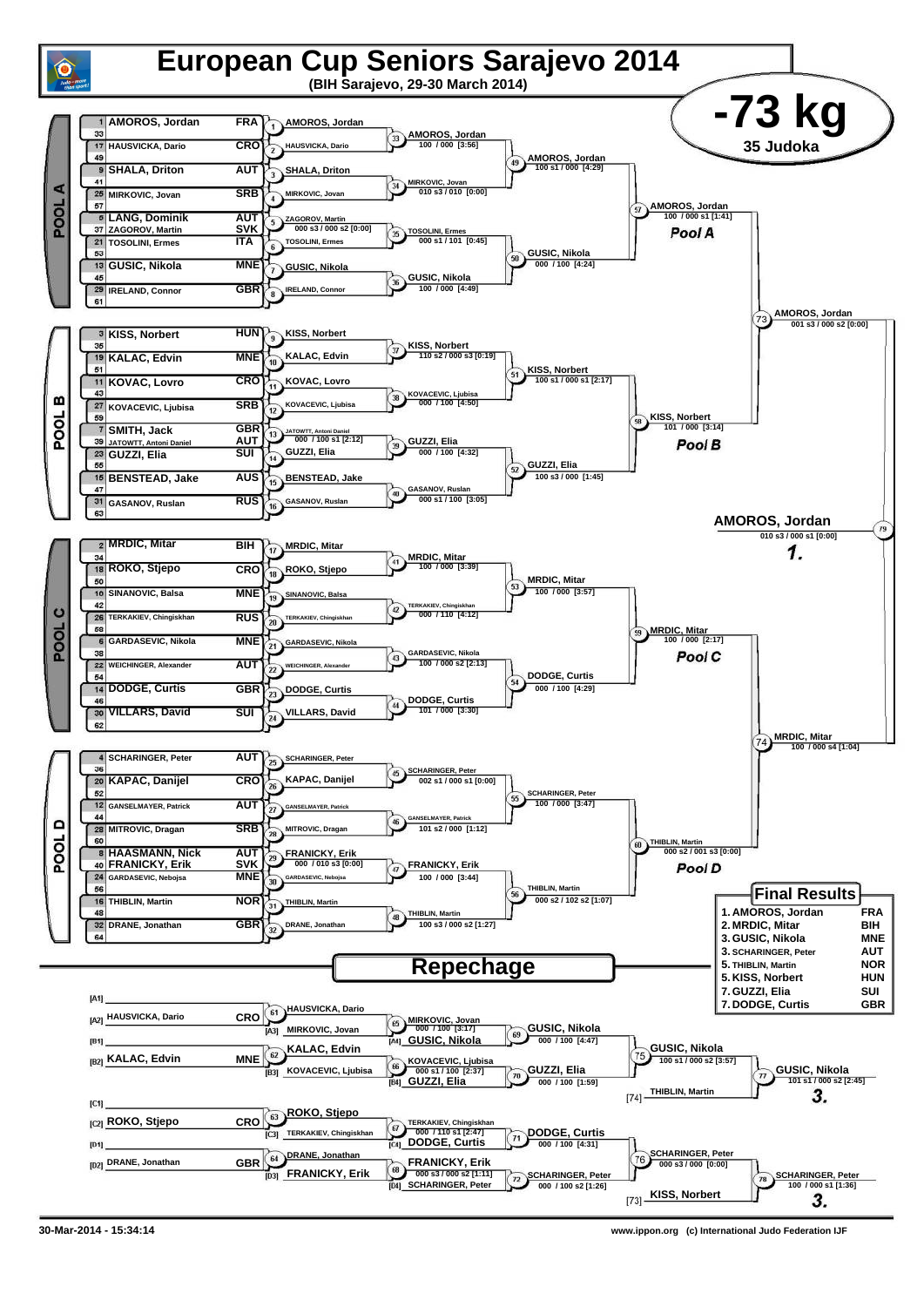# European Cup Seniors Sarajevo 2014

**(BIH Sarajevo, 29-30 March 2014)**

## -73 kg

**35 Judoka**

### POOL A

| Seed | Name | Nation |
|---|---|---|
| 1 | AMOROS, Jordan | FRA |
| 33 | | |
| 17 | HAUSVICKA, Dario | CRO |
| 49 | | |
| 9 | SHALA, Driton | AUT |
| 41 | | |
| 25 | MIRKOVIC, Jovan | SRB |
| 57 | | |
| 5 | LANG, Dominik | AUT |
| 37 | ZAGOROV, Martin | SVK |
| 21 | TOSOLINI, Ermes | ITA |
| 53 | | |
| 13 | GUSIC, Nikola | MNE |
| 45 | | |
| 29 | IRELAND, Connor | GBR |
| 61 | | |

- (1) AMOROS, Jordan
- (2) HAUSVICKA, Dario
- (3) SHALA, Driton
- (4) MIRKOVIC, Jovan
- (5) ZAGOROV, Martin — 000 s3 / 000 s2 [0:00]
- (6) TOSOLINI, Ermes
- (7) GUSIC, Nikola
- (8) IRELAND, Connor
- (33) AMOROS, Jordan — 100 / 000 [3:56]
- (34) MIRKOVIC, Jovan — 010 s3 / 010 [0:00]
- (35) TOSOLINI, Ermes — 000 s1 / 101 [0:45]
- (36) GUSIC, Nikola — 100 / 000 [4:49]
- (49) AMOROS, Jordan — 100 s1 / 000 [4:29]
- (50) GUSIC, Nikola — 000 / 100 [4:24]
- (57) AMOROS, Jordan — 100 / 000 s1 [1:41] — **Pool A**

### POOL B

| Seed | Name | Nation |
|---|---|---|
| 3 | KISS, Norbert | HUN |
| 35 | | |
| 19 | KALAC, Edvin | MNE |
| 51 | | |
| 11 | KOVAC, Lovro | CRO |
| 43 | | |
| 27 | KOVACEVIC, Ljubisa | SRB |
| 59 | | |
| 7 | SMITH, Jack | GBR |
| 39 | JATOWTT, Antoni Daniel | AUT |
| 23 | GUZZI, Elia | SUI |
| 55 | | |
| 15 | BENSTEAD, Jake | AUS |
| 47 | | |
| 31 | GASANOV, Ruslan | RUS |
| 63 | | |

- (9) KISS, Norbert
- (10) KALAC, Edvin
- (11) KOVAC, Lovro
- (12) KOVACEVIC, Ljubisa
- (13) JATOWTT, Antoni Daniel — 000 / 100 s1 [2:12]
- (14) GUZZI, Elia
- (15) BENSTEAD, Jake
- (16) GASANOV, Ruslan
- (37) KISS, Norbert — 110 s2 / 000 s3 [0:19]
- (38) KOVACEVIC, Ljubisa — 000 / 100 [4:50]
- (39) GUZZI, Elia — 000 / 100 [4:32]
- (40) GASANOV, Ruslan — 000 s1 / 100 [3:05]
- (51) KISS, Norbert — 100 s1 / 000 s1 [2:17]
- (52) GUZZI, Elia — 100 s3 / 000 [1:45]
- (58) KISS, Norbert — 101 / 000 [3:14] — **Pool B**

- (73) AMOROS, Jordan — 001 s3 / 000 s2 [0:00]

### POOL C

| Seed | Name | Nation |
|---|---|---|
| 2 | MRDIC, Mitar | BIH |
| 34 | | |
| 18 | ROKO, Stjepo | CRO |
| 50 | | |
| 10 | SINANOVIC, Balsa | MNE |
| 42 | | |
| 26 | TERKAKIEV, Chingiskhan | RUS |
| 58 | | |
| 6 | GARDASEVIC, Nikola | MNE |
| 38 | | |
| 22 | WEICHINGER, Alexander | AUT |
| 54 | | |
| 14 | DODGE, Curtis | GBR |
| 46 | | |
| 30 | VILLARS, David | SUI |
| 62 | | |

- (17) MRDIC, Mitar
- (18) ROKO, Stjepo
- (19) SINANOVIC, Balsa
- (20) TERKAKIEV, Chingiskhan
- (21) GARDASEVIC, Nikola
- (22) WEICHINGER, Alexander
- (23) DODGE, Curtis
- (24) VILLARS, David
- (41) MRDIC, Mitar — 100 / 000 [3:39]
- (42) TERKAKIEV, Chingiskhan — 000 / 110 [4:12]
- (43) GARDASEVIC, Nikola — 100 / 000 s2 [2:13]
- (44) DODGE, Curtis — 101 / 000 [3:30]
- (53) MRDIC, Mitar — 100 / 000 [3:57]
- (54) DODGE, Curtis — 000 / 100 [4:29]
- (59) MRDIC, Mitar — 100 / 000 [2:17] — **Pool C**

### POOL D

| Seed | Name | Nation |
|---|---|---|
| 4 | SCHARINGER, Peter | AUT |
| 36 | | |
| 20 | KAPAC, Danijel | CRO |
| 52 | | |
| 12 | GANSELMAYER, Patrick | AUT |
| 44 | | |
| 28 | MITROVIC, Dragan | SRB |
| 60 | | |
| 8 | HAASMANN, Nick | AUT |
| 40 | FRANICKY, Erik | SVK |
| 24 | GARDASEVIC, Nebojsa | MNE |
| 56 | | |
| 16 | THIBLIN, Martin | NOR |
| 48 | | |
| 32 | DRANE, Jonathan | GBR |
| 64 | | |

- (25) SCHARINGER, Peter
- (26) KAPAC, Danijel
- (27) GANSELMAYER, Patrick
- (28) MITROVIC, Dragan
- (29) FRANICKY, Erik — 000 / 010 s3 [0:00]
- (30) GARDASEVIC, Nebojsa
- (31) THIBLIN, Martin
- (32) DRANE, Jonathan
- (45) SCHARINGER, Peter — 002 s1 / 000 s1 [0:00]
- (46) GANSELMAYER, Patrick — 101 s2 / 000 [1:12]
- (47) FRANICKY, Erik — 100 / 000 [3:44]
- (48) THIBLIN, Martin — 100 s3 / 000 s2 [1:27]
- (55) SCHARINGER, Peter — 100 / 000 [3:47]
- (56) THIBLIN, Martin — 000 s2 / 102 s2 [1:07]
- (60) THIBLIN, Martin — 000 s2 / 001 s3 [0:00] — **Pool D**

- (74) MRDIC, Mitar — 100 / 000 s4 [1:04]

### Final

- (79) AMOROS, Jordan — 010 s3 / 000 s1 [0:00] — **1.**

## Final Results

| Place | Name | Nation |
|---|---|---|
| 1. | AMOROS, Jordan | FRA |
| 2. | MRDIC, Mitar | BIH |
| 3. | GUSIC, Nikola | MNE |
| 3. | SCHARINGER, Peter | AUT |
| 5. | THIBLIN, Martin | NOR |
| 5. | KISS, Norbert | HUN |
| 7. | GUZZI, Elia | SUI |
| 7. | DODGE, Curtis | GBR |

## Repechage

- [A1]
- [A2] HAUSVICKA, Dario — CRO
- [B1]
- [B2] KALAC, Edvin — MNE
- [C1]
- [C2] ROKO, Stjepo — CRO
- [D1]
- [D2] DRANE, Jonathan — GBR

- (61) HAUSVICKA, Dario; [A3] MIRKOVIC, Jovan
- (62) KALAC, Edvin; [B3] KOVACEVIC, Ljubisa
- (63) ROKO, Stjepo; [C3] TERKAKIEV, Chingiskhan
- (64) DRANE, Jonathan; [D3] FRANICKY, Erik
- (65) MIRKOVIC, Jovan — 000 / 100 [3:17]; [A4] GUSIC, Nikola
- (66) KOVACEVIC, Ljubisa — 000 s1 / 100 [2:37]; [B4] GUZZI, Elia
- (67) TERKAKIEV, Chingiskhan — 000 / 110 s1 [2:47]; [C4] DODGE, Curtis
- (68) FRANICKY, Erik — 000 s3 / 000 s2 [1:11]; [D4] SCHARINGER, Peter
- (69) GUSIC, Nikola — 000 / 100 [4:47]
- (70) GUZZI, Elia — 000 / 100 [1:59]
- (71) DODGE, Curtis — 000 / 100 [4:31]
- (72) SCHARINGER, Peter — 000 / 100 s2 [1:26]
- (75) GUSIC, Nikola — 100 s1 / 000 s2 [3:57]
- [74] THIBLIN, Martin
- (76) SCHARINGER, Peter — 000 s3 / 000 [0:00]
- [73] KISS, Norbert
- (77) GUSIC, Nikola — 101 s1 / 000 s2 [2:45] — **3.**
- (78) SCHARINGER, Peter — 100 / 000 s1 [1:36] — **3.**

30-Mar-2014 - 15:34:14

www.ippon.org (c) International Judo Federation IJF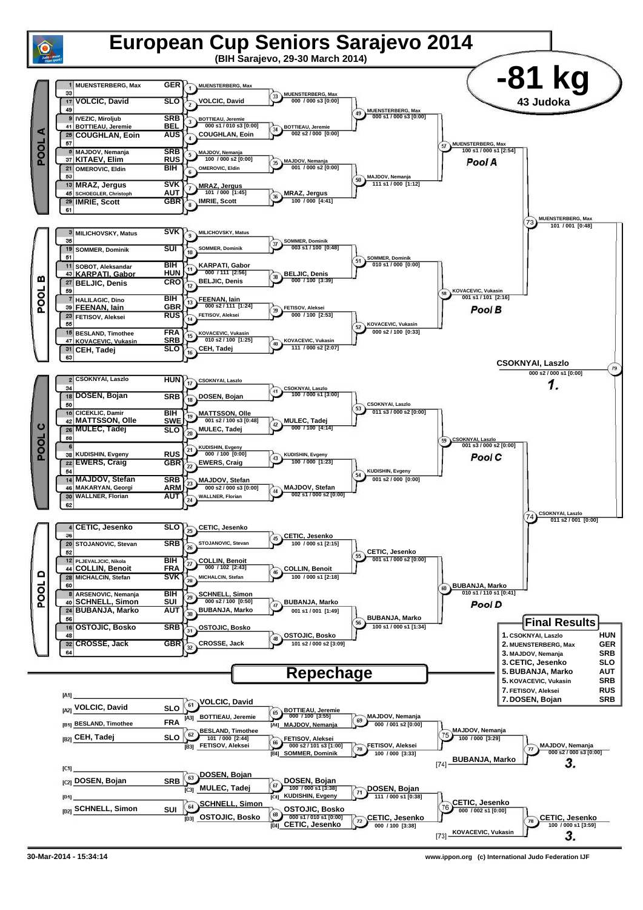# European Cup Seniors Sarajevo 2014

**(BIH Sarajevo, 29-30 March 2014)**

## -81 kg

**43 Judoka**

## POOL A

| # | Name | Nation |
|---|---|---|
| 1 | MUENSTERBERG, Max | GER |
| 33 | | |
| 17 | VOLCIC, David | SLO |
| 49 | | |
| 9 | IVEZIC, Miroljub | SRB |
| 41 | BOTTIEAU, Jeremie | BEL |
| 25 | COUGHLAN, Eoin | AUS |
| 57 | | |
| 5 | MAJDOV, Nemanja | SRB |
| 37 | KITAEV, Elim | RUS |
| 21 | OMEROVIC, Eldin | BIH |
| 53 | | |
| 13 | MRAZ, Jergus | SVK |
| 45 | SCHOEGLER, Christoph | AUT |
| 29 | IMRIE, Scott | GBR |
| 61 | | |

- Contest 1: MUENSTERBERG, Max
- Contest 2: VOLCIC, David
- Contest 3: BOTTIEAU, Jeremie — 000 s1 / 010 s3 [0:00]
- Contest 4: COUGHLAN, Eoin
- Contest 5: MAJDOV, Nemanja — 100 / 000 s2 [0:00]
- Contest 6: OMEROVIC, Eldin
- Contest 7: MRAZ, Jergus — 101 / 000 [1:45]
- Contest 8: IMRIE, Scott
- Contest 33: MUENSTERBERG, Max — 000 / 000 s3 [0:00]
- Contest 34: BOTTIEAU, Jeremie — 002 s2 / 000 [0:00]
- Contest 35: MAJDOV, Nemanja — 001 / 000 s2 [0:00]
- Contest 36: MRAZ, Jergus — 100 / 000 [4:41]
- Contest 49: MUENSTERBERG, Max — 000 s1 / 000 s3 [0:00]
- Contest 50: MAJDOV, Nemanja — 111 s1 / 000 [1:12]
- Contest 57: MUENSTERBERG, Max — 100 s1 / 000 s1 [2:54]

**Pool A**

## POOL B

| # | Name | Nation |
|---|---|---|
| 3 | MILICHOVSKY, Matus | SVK |
| 35 | | |
| 19 | SOMMER, Dominik | SUI |
| 51 | | |
| 11 | SOBOT, Aleksandar | BIH |
| 43 | KARPATI, Gabor | HUN |
| 27 | BELJIC, Denis | CRO |
| 59 | | |
| 7 | HALILAGIC, Dino | BIH |
| 39 | FEENAN, Iain | GBR |
| 23 | FETISOV, Aleksei | RUS |
| 55 | | |
| 15 | BESLAND, Timothee | FRA |
| 47 | KOVACEVIC, Vukasin | SRB |
| 31 | CEH, Tadej | SLO |
| 63 | | |

- Contest 9: MILICHOVSKY, Matus
- Contest 10: SOMMER, Dominik
- Contest 11: KARPATI, Gabor — 000 / 111 [2:56]
- Contest 12: BELJIC, Denis
- Contest 13: FEENAN, Iain — 000 s2 / 111 [1:24]
- Contest 14: FETISOV, Aleksei
- Contest 15: KOVACEVIC, Vukasin — 010 s2 / 100 [1:25]
- Contest 16: CEH, Tadej
- Contest 37: SOMMER, Dominik — 003 s1 / 100 [0:48]
- Contest 38: BELJIC, Denis — 000 / 100 [3:39]
- Contest 39: FETISOV, Aleksei — 000 / 100 [2:53]
- Contest 40: KOVACEVIC, Vukasin — 111 / 000 s2 [2:07]
- Contest 51: SOMMER, Dominik — 010 s1 / 000 [0:00]
- Contest 52: KOVACEVIC, Vukasin — 000 s2 / 100 [0:33]
- Contest 58: KOVACEVIC, Vukasin — 001 s1 / 101 [2:16]

**Pool B**

- Contest 73: MUENSTERBERG, Max — 101 / 001 [0:48]

## POOL C

| # | Name | Nation |
|---|---|---|
| 2 | CSOKNYAI, Laszlo | HUN |
| 34 | | |
| 18 | DOSEN, Bojan | SRB |
| 50 | | |
| 10 | CICEKLIC, Damir | BIH |
| 42 | MATTSSON, Olle | SWE |
| 26 | MULEC, Tadej | SLO |
| 58 | | |
| 6 | | |
| 38 | KUDISHIN, Evgeny | RUS |
| 22 | EWERS, Craig | GBR |
| 54 | | |
| 14 | MAJDOV, Stefan | SRB |
| 46 | MAKARYAN, Georgi | ARM |
| 30 | WALLNER, Florian | AUT |
| 62 | | |

- Contest 17: CSOKNYAI, Laszlo
- Contest 18: DOSEN, Bojan
- Contest 19: MATTSSON, Olle — 001 s2 / 100 s3 [0:48]
- Contest 20: MULEC, Tadej
- Contest 21: KUDISHIN, Evgeny — 000 / 100 [0:00]
- Contest 22: EWERS, Craig
- Contest 23: MAJDOV, Stefan — 000 s2 / 000 s3 [0:00]
- Contest 24: WALLNER, Florian
- Contest 41: CSOKNYAI, Laszlo — 100 / 000 s1 [3:00]
- Contest 42: MULEC, Tadej — 000 / 100 [4:14]
- Contest 43: KUDISHIN, Evgeny — 100 / 000 [1:23]
- Contest 44: MAJDOV, Stefan — 002 s1 / 000 s2 [0:00]
- Contest 53: CSOKNYAI, Laszlo — 011 s3 / 000 s2 [0:00]
- Contest 54: KUDISHIN, Evgeny — 001 s2 / 000 [0:00]
- Contest 59: CSOKNYAI, Laszlo — 001 s3 / 000 s2 [0:00]

**Pool C**

- Contest 79: **CSOKNYAI, Laszlo** — 000 s2 / 000 s1 [0:00] — **1.**

## POOL D

| # | Name | Nation |
|---|---|---|
| 4 | CETIC, Jesenko | SLO |
| 36 | | |
| 20 | STOJANOVIC, Stevan | SRB |
| 52 | | |
| 12 | PLJEVALJCIC, Nikola | BIH |
| 44 | COLLIN, Benoit | FRA |
| 28 | MICHALCIN, Stefan | SVK |
| 60 | | |
| 8 | ARSENOVIC, Nemanja | BIH |
| 40 | SCHNELL, Simon | SUI |
| 24 | BUBANJA, Marko | AUT |
| 56 | | |
| 16 | OSTOJIC, Bosko | SRB |
| 48 | | |
| 32 | CROSSE, Jack | GBR |
| 64 | | |

- Contest 25: CETIC, Jesenko
- Contest 26: STOJANOVIC, Stevan
- Contest 27: COLLIN, Benoit — 000 / 102 [2:43]
- Contest 28: MICHALCIN, Stefan
- Contest 29: SCHNELL, Simon — 000 s2 / 100 [0:50]
- Contest 30: BUBANJA, Marko
- Contest 31: OSTOJIC, Bosko
- Contest 32: CROSSE, Jack
- Contest 45: CETIC, Jesenko — 100 / 000 s1 [2:15]
- Contest 46: COLLIN, Benoit — 100 / 000 s1 [2:18]
- Contest 47: BUBANJA, Marko — 001 s1 / 001 [1:49]
- Contest 48: OSTOJIC, Bosko — 101 s2 / 000 s2 [3:09]
- Contest 55: CETIC, Jesenko — 001 s1 / 000 s2 [0:00]
- Contest 56: BUBANJA, Marko — 100 s1 / 000 s1 [1:34]
- Contest 60: BUBANJA, Marko — 010 s1 / 110 s1 [0:41]

**Pool D**

- Contest 74: CSOKNYAI, Laszlo — 011 s2 / 001 [0:00]

## Final Results

| Place | Name | Nation |
|---|---|---|
| 1. | CSOKNYAI, Laszlo | HUN |
| 2. | MUENSTERBERG, Max | GER |
| 3. | MAJDOV, Nemanja | SRB |
| 3. | CETIC, Jesenko | SLO |
| 5. | BUBANJA, Marko | AUT |
| 5. | KOVACEVIC, Vukasin | SRB |
| 7. | FETISOV, Aleksei | RUS |
| 7. | DOSEN, Bojan | SRB |

## Repechage

| Slot | Name | Nation |
|---|---|---|
| [A1] | | |
| [A2] | VOLCIC, David | SLO |
| [B1] | BESLAND, Timothee | FRA |
| [B2] | CEH, Tadej | SLO |
| [C1] | | |
| [C2] | DOSEN, Bojan | SRB |
| [D1] | | |
| [D2] | SCHNELL, Simon | SUI |

- Contest 61: VOLCIC, David vs [A3] BOTTIEAU, Jeremie
- Contest 62: BESLAND, Timothee — 101 / 000 [2:44] vs [B3] FETISOV, Aleksei
- Contest 63: DOSEN, Bojan vs [C3] MULEC, Tadej
- Contest 64: SCHNELL, Simon vs [D3] OSTOJIC, Bosko
- Contest 65: BOTTIEAU, Jeremie — 000 / 100 [3:55] vs [A4] MAJDOV, Nemanja
- Contest 66: FETISOV, Aleksei — 000 s2 / 101 s3 [1:00] vs [B4] SOMMER, Dominik
- Contest 67: DOSEN, Bojan — 100 / 000 s1 [3:38] vs [C4] KUDISHIN, Evgeny
- Contest 68: OSTOJIC, Bosko — 000 s1 / 010 s1 [0:00] vs [D4] CETIC, Jesenko
- Contest 69: MAJDOV, Nemanja — 000 / 001 s2 [0:00]
- Contest 70: FETISOV, Aleksei — 100 / 000 [3:33]
- Contest 71: DOSEN, Bojan — 111 / 000 s1 [0:38]
- Contest 72: CETIC, Jesenko — 000 / 100 [3:38]
- Contest 75: MAJDOV, Nemanja — 100 / 000 [3:29]
- Contest 76: CETIC, Jesenko — 000 / 002 s1 [0:00]
- Contest 77: MAJDOV, Nemanja — 000 s2 / 000 s3 [0:00] vs [74] BUBANJA, Marko — **3.**
- Contest 78: CETIC, Jesenko — 100 / 000 s1 [3:59] vs [73] KOVACEVIC, Vukasin — **3.**

30-Mar-2014 - 15:34:14

www.ippon.org (c) International Judo Federation IJF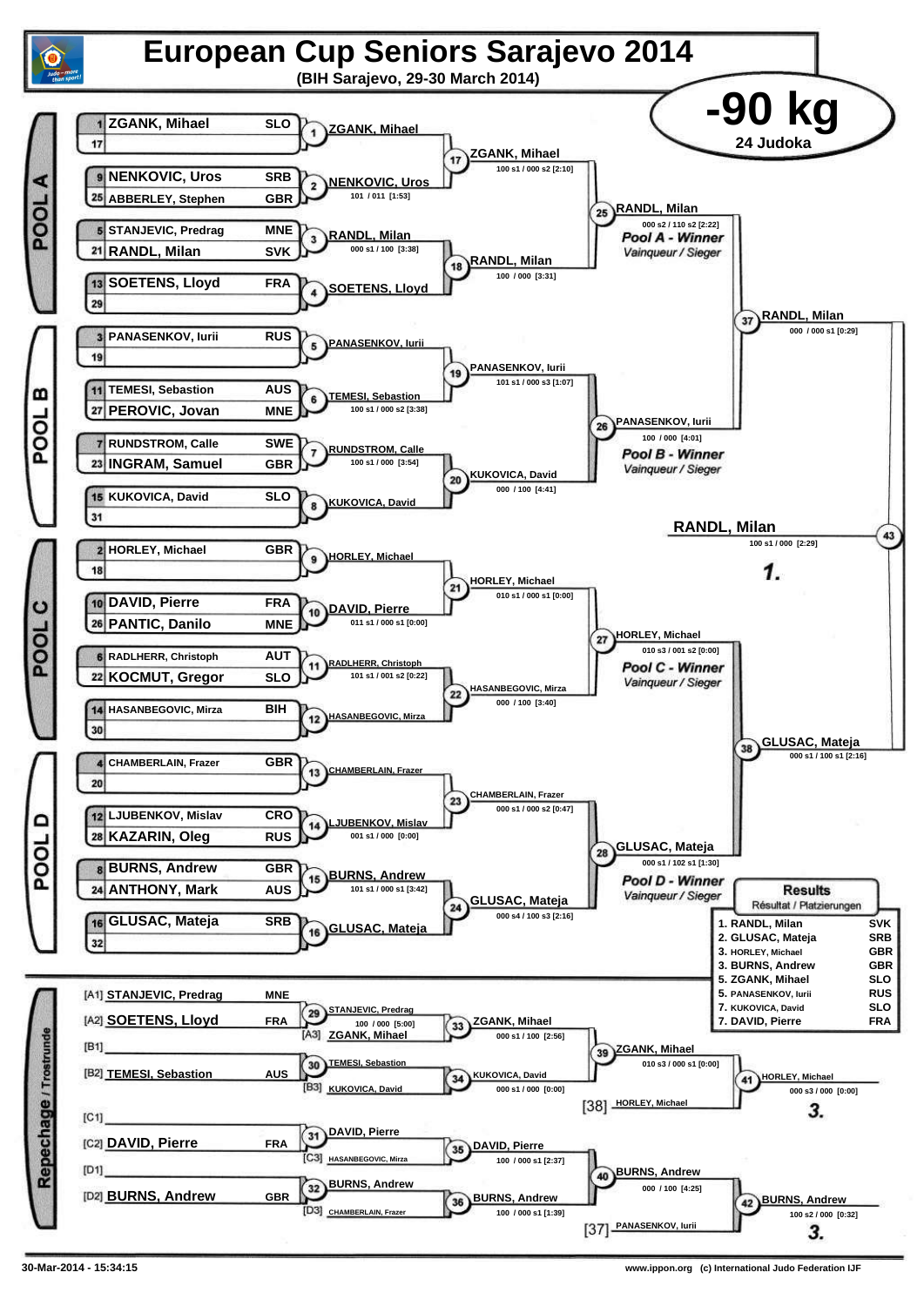# European Cup Seniors Sarajevo 2014

**(BIH Sarajevo, 29-30 March 2014)**

## -90 kg

**24 Judoka**

### POOL A

| Seed | Name | Country |
|---|---|---|
| 1 | ZGANK, Mihael | SLO |
| 17 | | |
| 9 | NENKOVIC, Uros | SRB |
| 25 | ABBERLEY, Stephen | GBR |
| 5 | STANJEVIC, Predrag | MNE |
| 21 | RANDL, Milan | SVK |
| 13 | SOETENS, Lloyd | FRA |
| 29 | | |

- 1: ZGANK, Mihael
- 2: NENKOVIC, Uros — 101 / 011 [1:53]
- 3: RANDL, Milan — 000 s1 / 100 [3:38]
- 4: SOETENS, Lloyd
- 17: ZGANK, Mihael — 100 s1 / 000 s2 [2:10]
- 18: RANDL, Milan — 100 / 000 [3:31]
- 25: RANDL, Milan — 000 s2 / 110 s2 [2:22]

*Pool A - Winner* / *Vainqueur / Sieger*

### POOL B

| Seed | Name | Country |
|---|---|---|
| 3 | PANASENKOV, Iurii | RUS |
| 19 | | |
| 11 | TEMESI, Sebastion | AUS |
| 27 | PEROVIC, Jovan | MNE |
| 7 | RUNDSTROM, Calle | SWE |
| 23 | INGRAM, Samuel | GBR |
| 15 | KUKOVICA, David | SLO |
| 31 | | |

- 5: PANASENKOV, Iurii
- 6: TEMESI, Sebastion — 100 s1 / 000 s2 [3:38]
- 7: RUNDSTROM, Calle — 100 s1 / 000 [3:54]
- 8: KUKOVICA, David
- 19: PANASENKOV, Iurii — 101 s1 / 000 s3 [1:07]
- 20: KUKOVICA, David — 000 / 100 [4:41]
- 26: PANASENKOV, Iurii — 100 / 000 [4:01]

*Pool B - Winner* / *Vainqueur / Sieger*

- 37: RANDL, Milan — 000 / 000 s1 [0:29]

### POOL C

| Seed | Name | Country |
|---|---|---|
| 2 | HORLEY, Michael | GBR |
| 18 | | |
| 10 | DAVID, Pierre | FRA |
| 26 | PANTIC, Danilo | MNE |
| 6 | RADLHERR, Christoph | AUT |
| 22 | KOCMUT, Gregor | SLO |
| 14 | HASANBEGOVIC, Mirza | BIH |
| 30 | | |

- 9: HORLEY, Michael
- 10: DAVID, Pierre — 011 s1 / 000 s1 [0:00]
- 11: RADLHERR, Christoph — 101 s1 / 001 s2 [0:22]
- 12: HASANBEGOVIC, Mirza
- 21: HORLEY, Michael — 010 s1 / 000 s1 [0:00]
- 22: HASANBEGOVIC, Mirza — 000 / 100 [3:40]
- 27: HORLEY, Michael — 010 s3 / 001 s2 [0:00]

*Pool C - Winner* / *Vainqueur / Sieger*

### POOL D

| Seed | Name | Country |
|---|---|---|
| 4 | CHAMBERLAIN, Frazer | GBR |
| 20 | | |
| 12 | LJUBENKOV, Mislav | CRO |
| 28 | KAZARIN, Oleg | RUS |
| 8 | BURNS, Andrew | GBR |
| 24 | ANTHONY, Mark | AUS |
| 16 | GLUSAC, Mateja | SRB |
| 32 | | |

- 13: CHAMBERLAIN, Frazer
- 14: LJUBENKOV, Mislav — 001 s1 / 000 [0:00]
- 15: BURNS, Andrew — 101 s1 / 000 s1 [3:42]
- 16: GLUSAC, Mateja
- 23: CHAMBERLAIN, Frazer — 000 s1 / 000 s2 [0:47]
- 24: GLUSAC, Mateja — 000 s4 / 100 s3 [2:16]
- 28: GLUSAC, Mateja — 000 s1 / 102 s1 [1:30]

*Pool D - Winner* / *Vainqueur / Sieger*

- 38: GLUSAC, Mateja — 000 s1 / 100 s1 [2:16]

### Final

- 43: RANDL, Milan — 100 s1 / 000 [2:29] — **1.**

### Repechage / Trostrunde

- [A1] STANJEVIC, Predrag MNE
- [A2] SOETENS, Lloyd FRA
- 29: STANJEVIC, Predrag — 100 / 000 [5:00]
- [A3] ZGANK, Mihael
- 33: ZGANK, Mihael — 000 s1 / 100 [2:56]
- [B1]
- [B2] TEMESI, Sebastion AUS
- 30: TEMESI, Sebastion
- [B3] KUKOVICA, David
- 34: KUKOVICA, David — 000 s1 / 000 [0:00]
- 39: ZGANK, Mihael — 010 s3 / 000 s1 [0:00]
- [38] HORLEY, Michael
- 41: HORLEY, Michael — 000 s3 / 000 [0:00] — **3.**
- [C1]
- [C2] DAVID, Pierre FRA
- 31: DAVID, Pierre
- [C3] HASANBEGOVIC, Mirza
- 35: DAVID, Pierre — 100 / 000 s1 [2:37]
- [D1]
- [D2] BURNS, Andrew GBR
- 32: BURNS, Andrew
- [D3] CHAMBERLAIN, Frazer
- 36: BURNS, Andrew — 100 / 000 s1 [1:39]
- 40: BURNS, Andrew — 000 / 100 [4:25]
- [37] PANASENKOV, Iurii
- 42: BURNS, Andrew — 100 s2 / 000 [0:32] — **3.**

### Results / Résultat / Platzierungen

| Place | Name | Country |
|---|---|---|
| 1. | RANDL, Milan | SVK |
| 2. | GLUSAC, Mateja | SRB |
| 3. | HORLEY, Michael | GBR |
| 3. | BURNS, Andrew | GBR |
| 5. | ZGANK, Mihael | SLO |
| 5. | PANASENKOV, Iurii | RUS |
| 7. | KUKOVICA, David | SLO |
| 7. | DAVID, Pierre | FRA |

30-Mar-2014 - 15:34:15

www.ippon.org (c) International Judo Federation IJF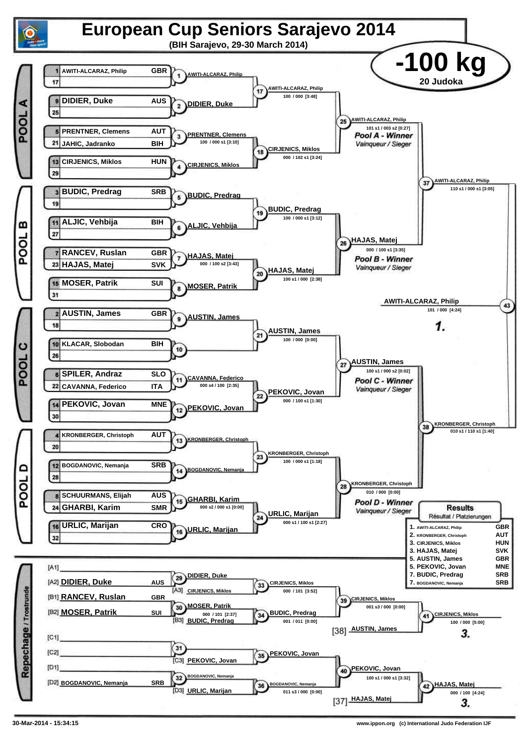# European Cup Seniors Sarajevo 2014

**(BIH Sarajevo, 29-30 March 2014)**

## -100 kg

20 Judoka

## POOL A

| Seed | Name | Nation |
|---|---|---|
| 1 | AWITI-ALCARAZ, Philip | GBR |
| 17 | | |
| 9 | DIDIER, Duke | AUS |
| 25 | | |
| 5 | PRENTNER, Clemens | AUT |
| 21 | JAHIC, Jadranko | BIH |
| 13 | CIRJENICS, Miklos | HUN |
| 29 | | |

- Contest 1: AWITI-ALCARAZ, Philip
- Contest 2: DIDIER, Duke
- Contest 3: PRENTNER, Clemens — 100 / 000 s1 [3:10]
- Contest 4: CIRJENICS, Miklos
- Contest 17: AWITI-ALCARAZ, Philip — 100 / 000 [3:48]
- Contest 18: CIRJENICS, Miklos — 000 / 102 s1 [3:24]
- Contest 25: AWITI-ALCARAZ, Philip — 101 s1 / 003 s2 [0:27]

*Pool A - Winner*
*Vainqueur / Sieger*

## POOL B

| Seed | Name | Nation |
|---|---|---|
| 3 | BUDIC, Predrag | SRB |
| 19 | | |
| 11 | ALJIC, Vehbija | BIH |
| 27 | | |
| 7 | RANCEV, Ruslan | GBR |
| 23 | HAJAS, Matej | SVK |
| 15 | MOSER, Patrik | SUI |
| 31 | | |

- Contest 5: BUDIC, Predrag
- Contest 6: ALJIC, Vehbija
- Contest 7: HAJAS, Matej — 000 / 100 s2 [3:43]
- Contest 8: MOSER, Patrik
- Contest 19: BUDIC, Predrag — 100 / 000 s1 [3:12]
- Contest 20: HAJAS, Matej — 100 s1 / 000 [2:38]
- Contest 26: HAJAS, Matej — 000 / 100 s1 [3:35]

*Pool B - Winner*
*Vainqueur / Sieger*

- Contest 37: AWITI-ALCARAZ, Philip — 110 s1 / 000 s1 [3:05]

## POOL C

| Seed | Name | Nation |
|---|---|---|
| 2 | AUSTIN, James | GBR |
| 18 | | |
| 10 | KLACAR, Slobodan | BIH |
| 26 | | |
| 6 | SPILER, Andraz | SLO |
| 22 | CAVANNA, Federico | ITA |
| 14 | PEKOVIC, Jovan | MNE |
| 30 | | |

- Contest 9: AUSTIN, James
- Contest 10: (no winner shown)
- Contest 11: CAVANNA, Federico — 000 s4 / 100 [2:35]
- Contest 12: PEKOVIC, Jovan
- Contest 21: AUSTIN, James — 100 / 000 [0:00]
- Contest 22: PEKOVIC, Jovan — 000 / 100 s1 [1:30]
- Contest 27: AUSTIN, James — 100 s1 / 000 s2 [0:02]

*Pool C - Winner*
*Vainqueur / Sieger*

## POOL D

| Seed | Name | Nation |
|---|---|---|
| 4 | KRONBERGER, Christoph | AUT |
| 20 | | |
| 12 | BOGDANOVIC, Nemanja | SRB |
| 28 | | |
| 8 | SCHUURMANS, Elijah | AUS |
| 24 | GHARBI, Karim | SMR |
| 16 | URLIC, Marijan | CRO |
| 32 | | |

- Contest 13: KRONBERGER, Christoph
- Contest 14: BOGDANOVIC, Nemanja
- Contest 15: GHARBI, Karim — 000 s2 / 000 s1 [0:00]
- Contest 16: URLIC, Marijan
- Contest 23: KRONBERGER, Christoph — 100 / 000 s1 [1:18]
- Contest 24: URLIC, Marijan — 000 s1 / 100 s1 [2:27]
- Contest 28: KRONBERGER, Christoph — 010 / 000 [0:00]

*Pool D - Winner*
*Vainqueur / Sieger*

- Contest 38: KRONBERGER, Christoph — 010 s1 / 110 s1 [1:40]

## Final

- Contest 43: AWITI-ALCARAZ, Philip — 101 / 000 [4:24] — **1.**

## Repechage / Trostrunde

- [A1] —
- [A2] DIDIER, Duke (AUS)
- [B1] RANCEV, Ruslan (GBR)
- [B2] MOSER, Patrik (SUI)
- [C1] —
- [C2] —
- [D1] —
- [D2] BOGDANOVIC, Nemanja (SRB)

- Contest 29: DIDIER, Duke
- Contest 30: MOSER, Patrik — 000 / 101 [2:37]
- Contest 31: (no winner shown)
- Contest 32: BOGDANOVIC, Nemanja
- Contest 33: DIDIER, Duke vs [A3] CIRJENICS, Miklos → CIRJENICS, Miklos — 000 / 101 [3:52]
- Contest 34: MOSER, Patrik vs [B3] BUDIC, Predrag → BUDIC, Predrag — 001 / 011 [0:00]
- Contest 35: [C3] PEKOVIC, Jovan → PEKOVIC, Jovan
- Contest 36: BOGDANOVIC, Nemanja vs [D3] URLIC, Marijan → BOGDANOVIC, Nemanja — 011 s3 / 000 [0:00]
- Contest 39: CIRJENICS, Miklos — 001 s3 / 000 [0:00]
- Contest 40: PEKOVIC, Jovan — 100 s1 / 000 s1 [3:32]
- Contest 41: CIRJENICS, Miklos vs [38] AUSTIN, James → CIRJENICS, Miklos — 100 / 000 [5:00] — **3.**
- Contest 42: PEKOVIC, Jovan vs [37] HAJAS, Matej → HAJAS, Matej — 000 / 100 [4:24] — **3.**

## Results

*Résultat / Platzierungen*

| Place | Name | Nation |
|---|---|---|
| 1. | AWITI-ALCARAZ, Philip | GBR |
| 2. | KRONBERGER, Christoph | AUT |
| 3. | CIRJENICS, Miklos | HUN |
| 3. | HAJAS, Matej | SVK |
| 5. | AUSTIN, James | GBR |
| 5. | PEKOVIC, Jovan | MNE |
| 7. | BUDIC, Predrag | SRB |
| 7. | BOGDANOVIC, Nemanja | SRB |

30-Mar-2014 - 15:34:15

www.ippon.org (c) International Judo Federation IJF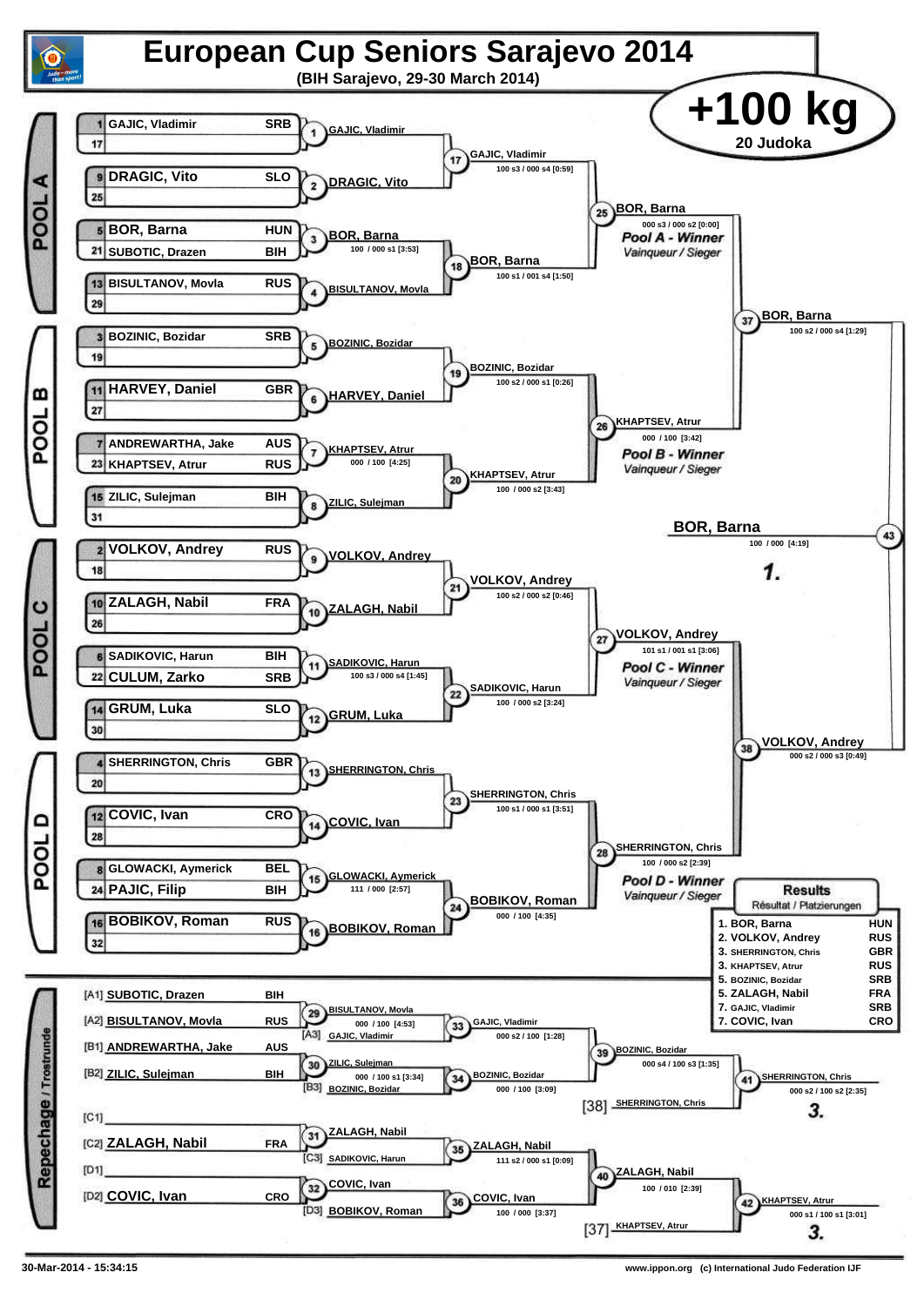# European Cup Seniors Sarajevo 2014

**(BIH Sarajevo, 29-30 March 2014)**

## +100 kg

20 Judoka

### POOL A

| Seed | Name | Country |
|---|---|---|
| 1 | GAJIC, Vladimir | SRB |
| 17 | | |
| 9 | DRAGIC, Vito | SLO |
| 25 | | |
| 5 | BOR, Barna | HUN |
| 21 | SUBOTIC, Drazen | BIH |
| 13 | BISULTANOV, Movla | RUS |
| 29 | | |

- 1: GAJIC, Vladimir
- 2: DRAGIC, Vito
- 3: BOR, Barna — 100 / 000 s1 [3:53]
- 4: BISULTANOV, Movla
- 17: GAJIC, Vladimir — 100 s3 / 000 s4 [0:59]
- 18: BOR, Barna — 100 s1 / 001 s4 [1:50]
- 25: BOR, Barna — 000 s3 / 000 s2 [0:00] — *Pool A - Winner* / *Vainqueur / Sieger*

### POOL B

| Seed | Name | Country |
|---|---|---|
| 3 | BOZINIC, Bozidar | SRB |
| 19 | | |
| 11 | HARVEY, Daniel | GBR |
| 27 | | |
| 7 | ANDREWARTHA, Jake | AUS |
| 23 | KHAPTSEV, Atrur | RUS |
| 15 | ZILIC, Sulejman | BIH |
| 31 | | |

- 5: BOZINIC, Bozidar
- 6: HARVEY, Daniel
- 7: KHAPTSEV, Atrur — 000 / 100 [4:25]
- 8: ZILIC, Sulejman
- 19: BOZINIC, Bozidar — 100 s2 / 000 s1 [0:26]
- 20: KHAPTSEV, Atrur — 100 / 000 s2 [3:43]
- 26: KHAPTSEV, Atrur — 000 / 100 [3:42] — *Pool B - Winner* / *Vainqueur / Sieger*

- 37: BOR, Barna — 100 s2 / 000 s4 [1:29]

### POOL C

| Seed | Name | Country |
|---|---|---|
| 2 | VOLKOV, Andrey | RUS |
| 18 | | |
| 10 | ZALAGH, Nabil | FRA |
| 26 | | |
| 6 | SADIKOVIC, Harun | BIH |
| 22 | CULUM, Zarko | SRB |
| 14 | GRUM, Luka | SLO |
| 30 | | |

- 9: VOLKOV, Andrey
- 10: ZALAGH, Nabil
- 11: SADIKOVIC, Harun — 100 s3 / 000 s4 [1:45]
- 12: GRUM, Luka
- 21: VOLKOV, Andrey — 100 s2 / 000 s2 [0:46]
- 22: SADIKOVIC, Harun — 100 / 000 s2 [3:24]
- 27: VOLKOV, Andrey — 101 s1 / 001 s1 [3:06] — *Pool C - Winner* / *Vainqueur / Sieger*

### POOL D

| Seed | Name | Country |
|---|---|---|
| 4 | SHERRINGTON, Chris | GBR |
| 20 | | |
| 12 | COVIC, Ivan | CRO |
| 28 | | |
| 8 | GLOWACKI, Aymerick | BEL |
| 24 | PAJIC, Filip | BIH |
| 16 | BOBIKOV, Roman | RUS |
| 32 | | |

- 13: SHERRINGTON, Chris
- 14: COVIC, Ivan
- 15: GLOWACKI, Aymerick — 111 / 000 [2:57]
- 16: BOBIKOV, Roman
- 23: SHERRINGTON, Chris — 100 s1 / 000 s1 [3:51]
- 24: BOBIKOV, Roman — 000 / 100 [4:35]
- 28: SHERRINGTON, Chris — 100 / 000 s2 [2:39] — *Pool D - Winner* / *Vainqueur / Sieger*

- 38: VOLKOV, Andrey — 000 s2 / 000 s3 [0:49]

### Final

- 43: BOR, Barna — 100 / 000 [4:19] — **1.**

### Repechage / Trostrunde

- [A1] SUBOTIC, Drazen (BIH)
- [A2] BISULTANOV, Movla (RUS)
- [B1] ANDREWARTHA, Jake (AUS)
- [B2] ZILIC, Sulejman (BIH)
- [C1]
- [C2] ZALAGH, Nabil (FRA)
- [D1]
- [D2] COVIC, Ivan (CRO)

- 29: BISULTANOV, Movla — 000 / 100 [4:53]
- 30: ZILIC, Sulejman — 000 / 100 s1 [3:34]
- 31: ZALAGH, Nabil
- 32: COVIC, Ivan
- 33: GAJIC, Vladimir [A3] — 000 s2 / 100 [1:28]
- 34: BOZINIC, Bozidar [B3] — 000 / 100 [3:09]
- 35: ZALAGH, Nabil ([C3] SADIKOVIC, Harun) — 111 s2 / 000 s1 [0:09]
- 36: COVIC, Ivan ([D3] BOBIKOV, Roman) — 100 / 000 [3:37]
- 39: BOZINIC, Bozidar — 000 s4 / 100 s3 [1:35]
- 40: ZALAGH, Nabil — 100 / 010 [2:39]
- 41: SHERRINGTON, Chris ([38] SHERRINGTON, Chris) — 000 s2 / 100 s2 [2:35] — **3.**
- 42: KHAPTSEV, Atrur ([37] KHAPTSEV, Atrur) — 000 s1 / 100 s1 [3:01] — **3.**

### Results
Résultat / Platzierungen

| Place | Name | Country |
|---|---|---|
| 1. | BOR, Barna | HUN |
| 2. | VOLKOV, Andrey | RUS |
| 3. | SHERRINGTON, Chris | GBR |
| 3. | KHAPTSEV, Atrur | RUS |
| 5. | BOZINIC, Bozidar | SRB |
| 5. | ZALAGH, Nabil | FRA |
| 7. | GAJIC, Vladimir | SRB |
| 7. | COVIC, Ivan | CRO |

30-Mar-2014 - 15:34:15

www.ippon.org (c) International Judo Federation IJF